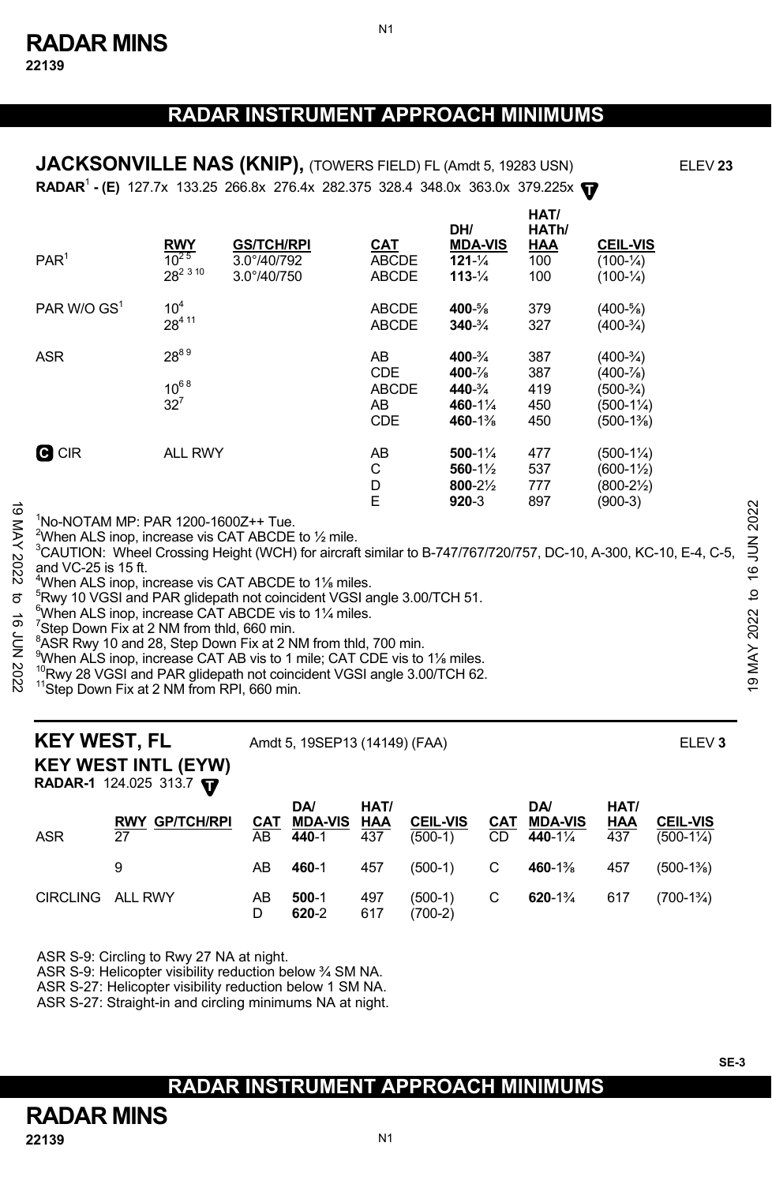# RADAR INSTRUMENT APPROACH MINIMUMS

## JACKSONVILLE NAS (KNIP), (TOWERS FIELD) FL (Amdt 5, 19283 USN) ELEV 23

**RADAR**[1] **- (E)** 127.7x 133.25 266.8x 276.4x 282.375 328.4 348.0x 363.0x 379.225x

| | RWY | GS/TCH/RPI | CAT | DH/ MDA-VIS | HAT/ HATh/ HAA | CEIL-VIS |
|---|---|---|---|---|---|---|
| PAR[1] | 10[2 5] | 3.0°/40/792 | ABCDE | **121**-¼ | 100 | (100-¼) |
| | 28[2 3 10] | 3.0°/40/750 | ABCDE | **113**-¼ | 100 | (100-¼) |
| PAR W/O GS[1] | 10[4] | | ABCDE | **400**-⅝ | 379 | (400-⅝) |
| | 28[4 11] | | ABCDE | **340**-¾ | 327 | (400-¾) |
| ASR | 28[8 9] | | AB | **400**-¾ | 387 | (400-¾) |
| | | | CDE | **400**-⅞ | 387 | (400-⅞) |
| | 10[6 8] | | ABCDE | **440**-¾ | 419 | (500-¾) |
| | 32[7] | | AB | **460**-1¼ | 450 | (500-1¼) |
| | | | CDE | **460**-1⅜ | 450 | (500-1⅜) |
| C CIR | ALL RWY | | AB | **500**-1¼ | 477 | (500-1¼) |
| | | | C | **560**-1½ | 537 | (600-1½) |
| | | | D | **800**-2½ | 777 | (800-2½) |
| | | | E | **920**-3 | 897 | (900-3) |

[1]No-NOTAM MP: PAR 1200-1600Z++ Tue.
[2]When ALS inop, increase vis CAT ABCDE to ½ mile.
[3]CAUTION: Wheel Crossing Height (WCH) for aircraft similar to B-747/767/720/757, DC-10, A-300, KC-10, E-4, C-5, and VC-25 is 15 ft.
[4]When ALS inop, increase vis CAT ABCDE to 1⅛ miles.
[5]Rwy 10 VGSI and PAR glidepath not coincident VGSI angle 3.00/TCH 51.
[6]When ALS inop, increase CAT ABCDE vis to 1¼ miles.
[7]Step Down Fix at 2 NM from thld, 660 min.
[8]ASR Rwy 10 and 28, Step Down Fix at 2 NM from thld, 700 min.
[9]When ALS inop, increase CAT AB vis to 1 mile; CAT CDE vis to 1⅛ miles.
[10]Rwy 28 VGSI and PAR glidepath not coincident VGSI angle 3.00/TCH 62.
[11]Step Down Fix at 2 NM from RPI, 660 min.

## KEY WEST, FL — Amdt 5, 19SEP13 (14149) (FAA) ELEV 3

### KEY WEST INTL (EYW)

**RADAR-1** 124.025 313.7

| | RWY | GP/TCH/RPI | CAT | DA/ MDA-VIS | HAT/ HAA | CEIL-VIS | CAT | DA/ MDA-VIS | HAT/ HAA | CEIL-VIS |
|---|---|---|---|---|---|---|---|---|---|---|
| ASR | 27 | | AB | **440**-1 | 437 | (500-1) | CD | **440**-1¼ | 437 | (500-1¼) |
| | 9 | | AB | **460**-1 | 457 | (500-1) | C | **460**-1⅜ | 457 | (500-1⅜) |
| CIRCLING | ALL RWY | | AB | **500**-1 | 497 | (500-1) | C | **620**-1¾ | 617 | (700-1¾) |
| | | | D | **620**-2 | 617 | (700-2) | | | | |

ASR S-9: Circling to Rwy 27 NA at night.
ASR S-9: Helicopter visibility reduction below ¾ SM NA.
ASR S-27: Helicopter visibility reduction below 1 SM NA.
ASR S-27: Straight-in and circling minimums NA at night.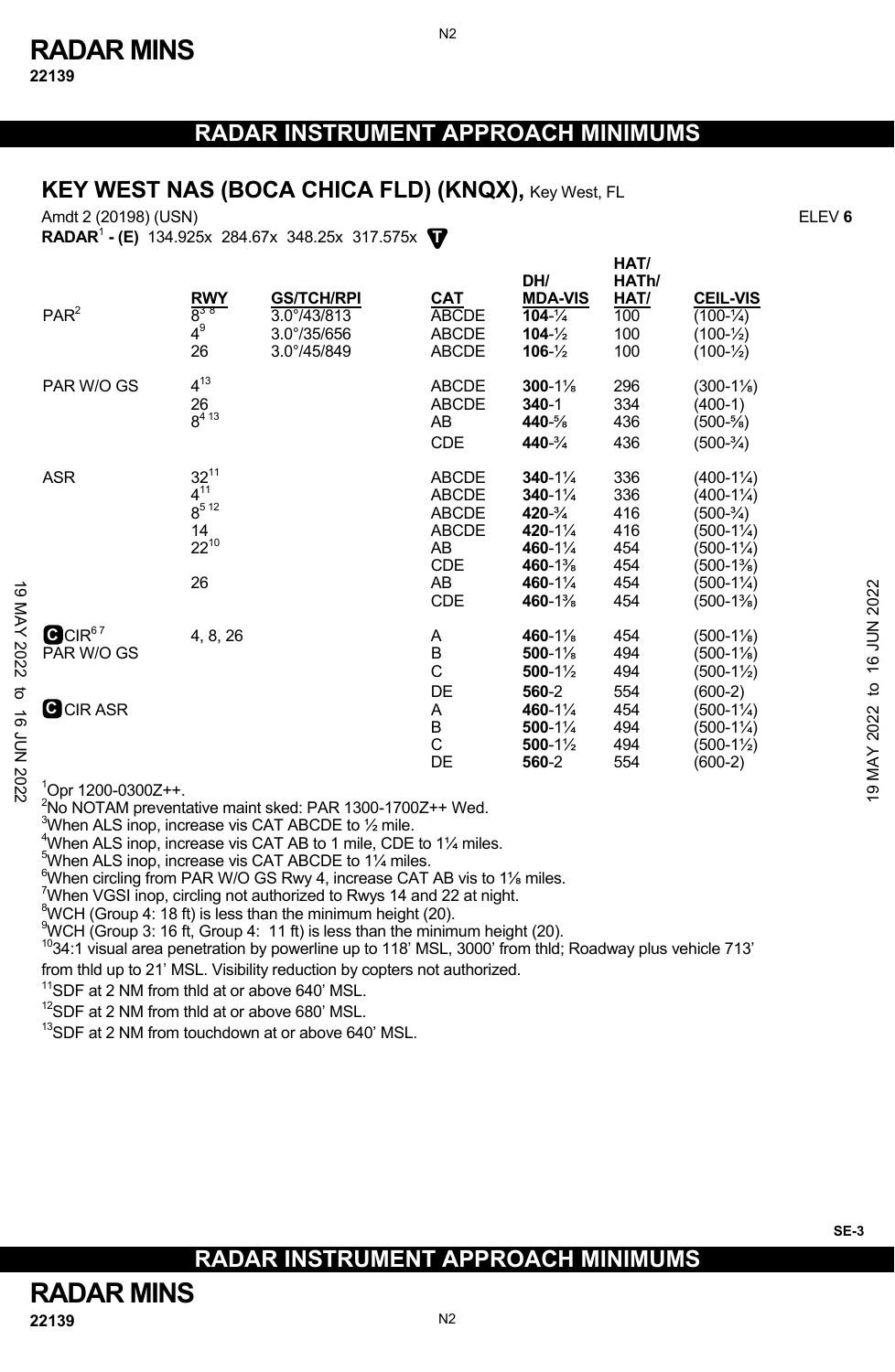# RADAR INSTRUMENT APPROACH MINIMUMS

## KEY WEST NAS (BOCA CHICA FLD) (KNQX), Key West, FL

Amdt 2 (20198) (USN) ELEV **6**

**RADAR**[1] **- (E)** 134.925x 284.67x 348.25x 317.575x

| | RWY | GS/TCH/RPI | CAT | DH/ MDA-VIS | HAT/ HATh/ HAT/ | CEIL-VIS |
|---|---|---|---|---|---|---|
| PAR[2] | 8[3 8] | 3.0°/43/813 | ABCDE | **104**-¼ | 100 | (100-¼) |
| | 4[9] | 3.0°/35/656 | ABCDE | **104**-½ | 100 | (100-½) |
| | 26 | 3.0°/45/849 | ABCDE | **106**-½ | 100 | (100-½) |
| PAR W/O GS | 4[13] | | ABCDE | **300**-1⅛ | 296 | (300-1⅛) |
| | 26 | | ABCDE | **340**-1 | 334 | (400-1) |
| | 8[4 13] | | AB | **440**-⅝ | 436 | (500-⅝) |
| | | | CDE | **440**-¾ | 436 | (500-¾) |
| ASR | 32[11] | | ABCDE | **340**-1¼ | 336 | (400-1¼) |
| | 4[11] | | ABCDE | **340**-1¼ | 336 | (400-1¼) |
| | 8[5 12] | | ABCDE | **420**-¾ | 416 | (500-¾) |
| | 14 | | ABCDE | **420**-1¼ | 416 | (500-1¼) |
| | 22[10] | | AB | **460**-1¼ | 454 | (500-1¼) |
| | | | CDE | **460**-1⅜ | 454 | (500-1⅜) |
| | 26 | | AB | **460**-1¼ | 454 | (500-1¼) |
| | | | CDE | **460**-1⅜ | 454 | (500-1⅜) |
| C CIR[6 7] PAR W/O GS | 4, 8, 26 | | A | **460**-1⅛ | 454 | (500-1⅛) |
| | | | B | **500**-1⅛ | 494 | (500-1⅛) |
| | | | C | **500**-1½ | 494 | (500-1½) |
| | | | DE | **560**-2 | 554 | (600-2) |
| C CIR ASR | | | A | **460**-1¼ | 454 | (500-1¼) |
| | | | B | **500**-1¼ | 494 | (500-1¼) |
| | | | C | **500**-1½ | 494 | (500-1½) |
| | | | DE | **560**-2 | 554 | (600-2) |

[1]Opr 1200-0300Z++.
[2]No NOTAM preventative maint sked: PAR 1300-1700Z++ Wed.
[3]When ALS inop, increase vis CAT ABCDE to ½ mile.
[4]When ALS inop, increase vis CAT AB to 1 mile, CDE to 1¼ miles.
[5]When ALS inop, increase vis CAT ABCDE to 1¼ miles.
[6]When circling from PAR W/O GS Rwy 4, increase CAT AB vis to 1⅛ miles.
[7]When VGSI inop, circling not authorized to Rwys 14 and 22 at night.
[8]WCH (Group 4: 18 ft) is less than the minimum height (20).
[9]WCH (Group 3: 16 ft, Group 4: 11 ft) is less than the minimum height (20).
[10]34:1 visual area penetration by powerline up to 118' MSL, 3000' from thld; Roadway plus vehicle 713' from thld up to 21' MSL. Visibility reduction by copters not authorized.
[11]SDF at 2 NM from thld at or above 640' MSL.
[12]SDF at 2 NM from thld at or above 680' MSL.
[13]SDF at 2 NM from touchdown at or above 640' MSL.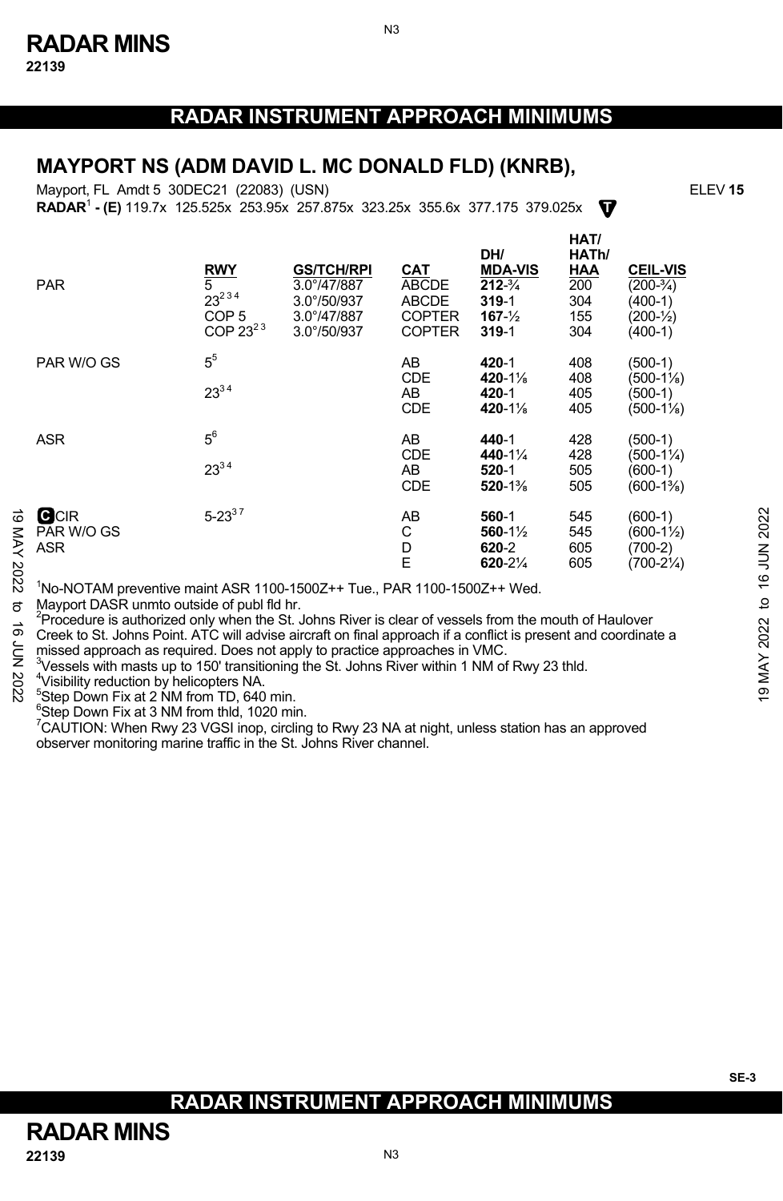# RADAR INSTRUMENT APPROACH MINIMUMS

## MAYPORT NS (ADM DAVID L. MC DONALD FLD) (KNRB),

Mayport, FL Amdt 5 30DEC21 (22083) (USN) ELEV **15**

**RADAR**[1] **- (E)** 119.7x 125.525x 253.95x 257.875x 323.25x 355.6x 377.175 379.025x

| | RWY | GS/TCH/RPI | CAT | DH/ MDA-VIS | HAT/ HATh/ HAA | CEIL-VIS |
|---|---|---|---|---|---|---|
| PAR | 5 | 3.0°/47/887 | ABCDE | **212**-¾ | 200 | (200-¾) |
| | 23[2 3 4] | 3.0°/50/937 | ABCDE | **319**-1 | 304 | (400-1) |
| | COP 5 | 3.0°/47/887 | COPTER | **167**-½ | 155 | (200-½) |
| | COP 23[2 3] | 3.0°/50/937 | COPTER | **319**-1 | 304 | (400-1) |
| PAR W/O GS | 5[5] | | AB | **420**-1 | 408 | (500-1) |
| | | | CDE | **420**-1⅛ | 408 | (500-1⅛) |
| | 23[3 4] | | AB | **420**-1 | 405 | (500-1) |
| | | | CDE | **420**-1⅛ | 405 | (500-1⅛) |
| ASR | 5[6] | | AB | **440**-1 | 428 | (500-1) |
| | | | CDE | **440**-1¼ | 428 | (500-1¼) |
| | 23[3 4] | | AB | **520**-1 | 505 | (600-1) |
| | | | CDE | **520**-1⅜ | 505 | (600-1⅜) |
| C CIR PAR W/O GS ASR | 5-23[3 7] | | AB | **560**-1 | 545 | (600-1) |
| | | | C | **560**-1½ | 545 | (600-1½) |
| | | | D | **620**-2 | 605 | (700-2) |
| | | | E | **620**-2¼ | 605 | (700-2¼) |

[1]No-NOTAM preventive maint ASR 1100-1500Z++ Tue., PAR 1100-1500Z++ Wed. Mayport DASR unmto outside of publ fld hr.

[2]Procedure is authorized only when the St. Johns River is clear of vessels from the mouth of Haulover Creek to St. Johns Point. ATC will advise aircraft on final approach if a conflict is present and coordinate a missed approach as required. Does not apply to practice approaches in VMC.

[3]Vessels with masts up to 150' transitioning the St. Johns River within 1 NM of Rwy 23 thld.

[4]Visibility reduction by helicopters NA.

[5]Step Down Fix at 2 NM from TD, 640 min.

[6]Step Down Fix at 3 NM from thld, 1020 min.

[7]CAUTION: When Rwy 23 VGSI inop, circling to Rwy 23 NA at night, unless station has an approved observer monitoring marine traffic in the St. Johns River channel.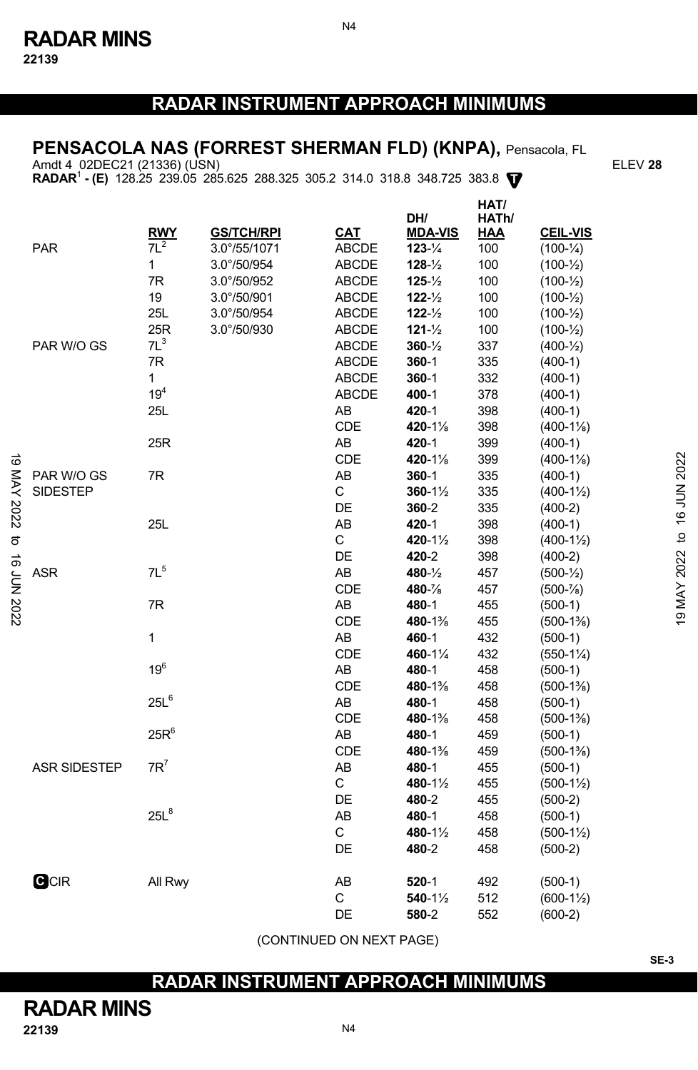# RADAR INSTRUMENT APPROACH MINIMUMS

## PENSACOLA NAS (FORREST SHERMAN FLD) (KNPA), Pensacola, FL

Amdt 4 02DEC21 (21336) (USN) ELEV **28**

**RADAR**[1] **- (E)** 128.25 239.05 285.625 288.325 305.2 314.0 318.8 348.725 383.8

| | RWY | GS/TCH/RPI | CAT | DH/ MDA-VIS | HAT/ HATh/ HAA | CEIL-VIS |
|---|---|---|---|---|---|---|
| PAR | 7L[2] | 3.0°/55/1071 | ABCDE | **123**-¼ | 100 | (100-¼) |
| | 1 | 3.0°/50/954 | ABCDE | **128**-½ | 100 | (100-½) |
| | 7R | 3.0°/50/952 | ABCDE | **125**-½ | 100 | (100-½) |
| | 19 | 3.0°/50/901 | ABCDE | **122**-½ | 100 | (100-½) |
| | 25L | 3.0°/50/954 | ABCDE | **122**-½ | 100 | (100-½) |
| | 25R | 3.0°/50/930 | ABCDE | **121**-½ | 100 | (100-½) |
| PAR W/O GS | 7L[3] | | ABCDE | **360**-½ | 337 | (400-½) |
| | 7R | | ABCDE | **360**-1 | 335 | (400-1) |
| | 1 | | ABCDE | **360**-1 | 332 | (400-1) |
| | 19[4] | | ABCDE | **400**-1 | 378 | (400-1) |
| | 25L | | AB | **420**-1 | 398 | (400-1) |
| | | | CDE | **420**-1⅛ | 398 | (400-1⅛) |
| | 25R | | AB | **420**-1 | 399 | (400-1) |
| | | | CDE | **420**-1⅛ | 399 | (400-1⅛) |
| PAR W/O GS SIDESTEP | 7R | | AB | **360**-1 | 335 | (400-1) |
| | | | C | **360**-1½ | 335 | (400-1½) |
| | | | DE | **360**-2 | 335 | (400-2) |
| | 25L | | AB | **420**-1 | 398 | (400-1) |
| | | | C | **420**-1½ | 398 | (400-1½) |
| | | | DE | **420**-2 | 398 | (400-2) |
| ASR | 7L[5] | | AB | **480**-½ | 457 | (500-½) |
| | | | CDE | **480**-⅞ | 457 | (500-⅞) |
| | 7R | | AB | **480**-1 | 455 | (500-1) |
| | | | CDE | **480**-1⅜ | 455 | (500-1⅜) |
| | 1 | | AB | **460**-1 | 432 | (500-1) |
| | | | CDE | **460**-1¼ | 432 | (550-1¼) |
| | 19[6] | | AB | **480**-1 | 458 | (500-1) |
| | | | CDE | **480**-1⅜ | 458 | (500-1⅜) |
| | 25L[6] | | AB | **480**-1 | 458 | (500-1) |
| | | | CDE | **480**-1⅜ | 458 | (500-1⅜) |
| | 25R[6] | | AB | **480**-1 | 459 | (500-1) |
| | | | CDE | **480**-1⅜ | 459 | (500-1⅜) |
| ASR SIDESTEP | 7R[7] | | AB | **480**-1 | 455 | (500-1) |
| | | | C | **480**-1½ | 455 | (500-1½) |
| | | | DE | **480**-2 | 455 | (500-2) |
| | 25L[8] | | AB | **480**-1 | 458 | (500-1) |
| | | | C | **480**-1½ | 458 | (500-1½) |
| | | | DE | **480**-2 | 458 | (500-2) |
| C CIR | All Rwy | | AB | **520**-1 | 492 | (500-1) |
| | | | C | **540**-1½ | 512 | (600-1½) |
| | | | DE | **580**-2 | 552 | (600-2) |

(CONTINUED ON NEXT PAGE)

19 MAY 2022 to 16 JUN 2022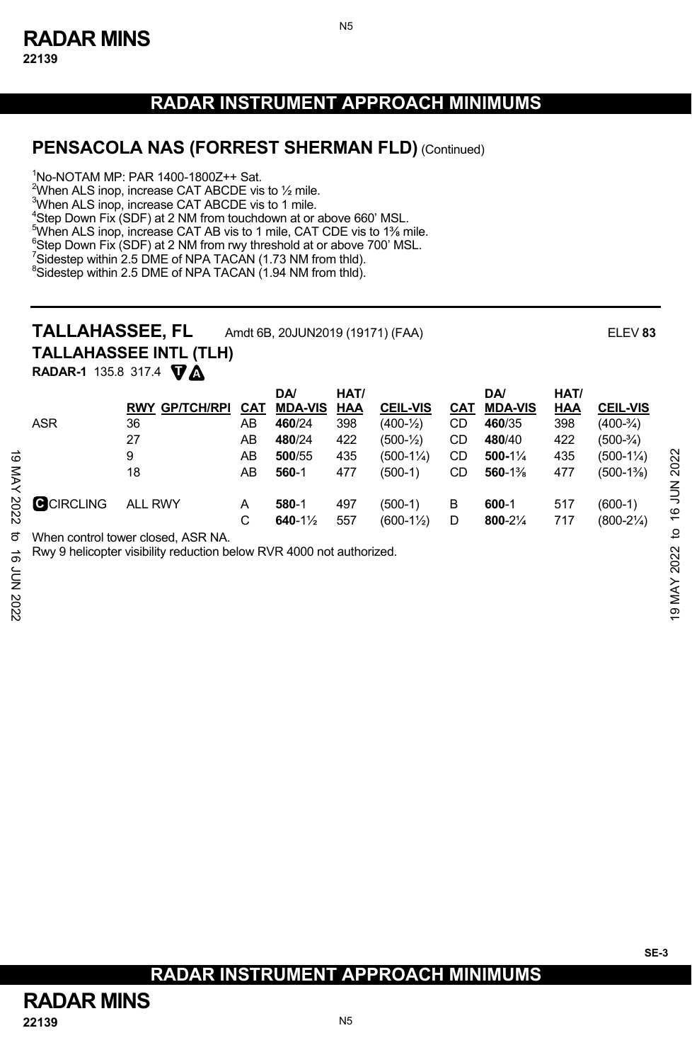## RADAR INSTRUMENT APPROACH MINIMUMS

### PENSACOLA NAS (FORREST SHERMAN FLD) (Continued)

[1]No-NOTAM MP: PAR 1400-1800Z++ Sat.
[2]When ALS inop, increase CAT ABCDE vis to ½ mile.
[3]When ALS inop, increase CAT ABCDE vis to 1 mile.
[4]Step Down Fix (SDF) at 2 NM from touchdown at or above 660' MSL.
[5]When ALS inop, increase CAT AB vis to 1 mile, CAT CDE vis to 1⅜ mile.
[6]Step Down Fix (SDF) at 2 NM from rwy threshold at or above 700' MSL.
[7]Sidestep within 2.5 DME of NPA TACAN (1.73 NM from thld).
[8]Sidestep within 2.5 DME of NPA TACAN (1.94 NM from thld).

---

### TALLAHASSEE, FL — Amdt 6B, 20JUN2019 (19171) (FAA) — ELEV **83**

### TALLAHASSEE INTL (TLH)

**RADAR-1** 135.8 317.4 T A

| | RWY GP/TCH/RPI | CAT | DA/ MDA-VIS | HAT/ HAA | CEIL-VIS | CAT | DA/ MDA-VIS | HAT/ HAA | CEIL-VIS |
|---|---|---|---|---|---|---|---|---|---|
| ASR | 36 | AB | **460**/24 | 398 | (400-½) | CD | **460**/35 | 398 | (400-¾) |
| | 27 | AB | **480**/24 | 422 | (500-½) | CD | **480**/40 | 422 | (500-¾) |
| | 9 | AB | **500**/55 | 435 | (500-1¼) | CD | **500**-1¼ | 435 | (500-1¼) |
| | 18 | AB | **560**-1 | 477 | (500-1) | CD | **560**-1⅜ | 477 | (500-1⅜) |
| C CIRCLING | ALL RWY | A | **580**-1 | 497 | (500-1) | B | **600**-1 | 517 | (600-1) |
| | | C | **640**-1½ | 557 | (600-1½) | D | **800**-2¼ | 717 | (800-2¼) |

When control tower closed, ASR NA.
Rwy 9 helicopter visibility reduction below RVR 4000 not authorized.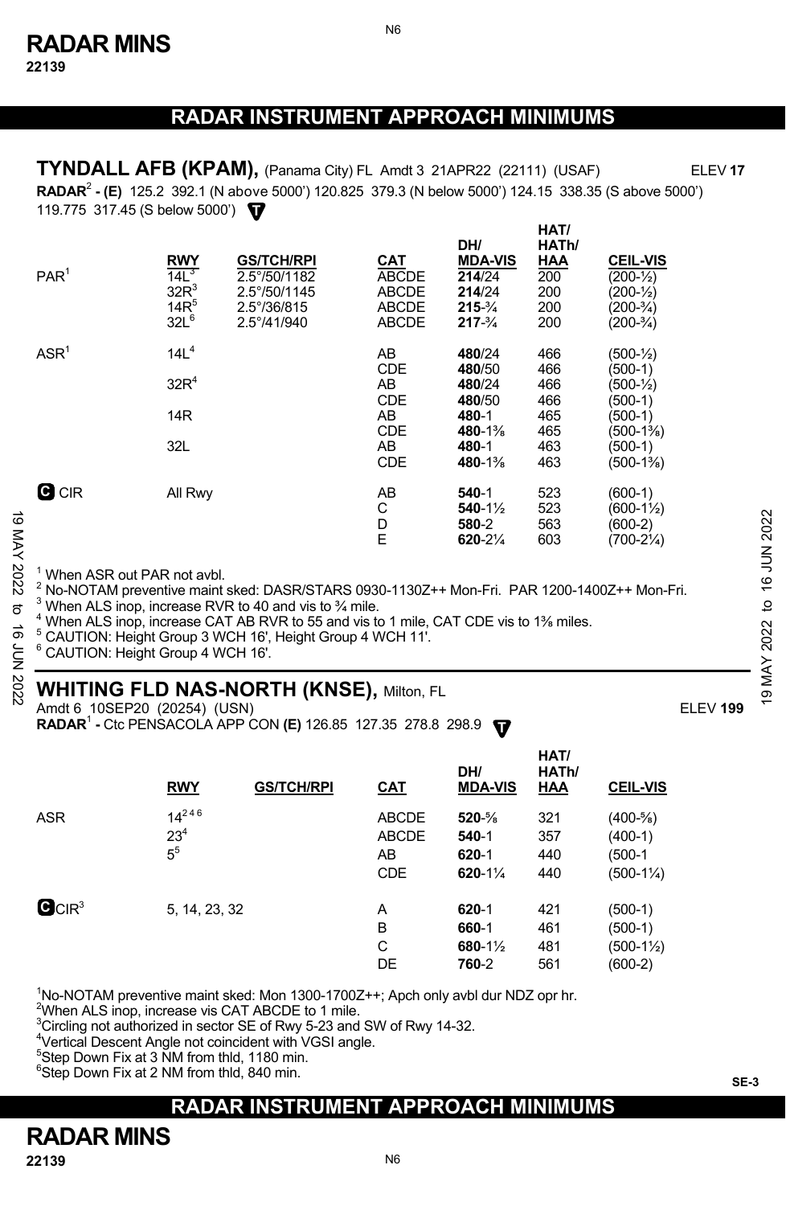# RADAR INSTRUMENT APPROACH MINIMUMS

## TYNDALL AFB (KPAM), (Panama City) FL Amdt 3 21APR22 (22111) (USAF) ELEV **17**

**RADAR**[2] **- (E)** 125.2 392.1 (N above 5000') 120.825 379.3 (N below 5000') 124.15 338.35 (S above 5000') 119.775 317.45 (S below 5000')

| | RWY | GS/TCH/RPI | CAT | DH/ MDA-VIS | HAT/ HATh/ HAA | CEIL-VIS |
|---|---|---|---|---|---|---|
| PAR[1] | 14L[3] | 2.5°/50/1182 | ABCDE | **214**/24 | 200 | (200-½) |
| | 32R[3] | 2.5°/50/1145 | ABCDE | **214**/24 | 200 | (200-½) |
| | 14R[5] | 2.5°/36/815 | ABCDE | **215**-¾ | 200 | (200-¾) |
| | 32L[6] | 2.5°/41/940 | ABCDE | **217**-¾ | 200 | (200-¾) |
| ASR[1] | 14L[4] | | AB | **480**/24 | 466 | (500-½) |
| | | | CDE | **480**/50 | 466 | (500-1) |
| | 32R[4] | | AB | **480**/24 | 466 | (500-½) |
| | | | CDE | **480**/50 | 466 | (500-1) |
| | 14R | | AB | **480**-1 | 465 | (500-1) |
| | | | CDE | **480**-1⅜ | 465 | (500-1⅜) |
| | 32L | | AB | **480**-1 | 463 | (500-1) |
| | | | CDE | **480**-1⅜ | 463 | (500-1⅜) |
| C CIR | All Rwy | | AB | **540**-1 | 523 | (600-1) |
| | | | C | **540**-1½ | 523 | (600-1½) |
| | | | D | **580**-2 | 563 | (600-2) |
| | | | E | **620**-2¼ | 603 | (700-2¼) |

[1] When ASR out PAR not avbl.
[2] No-NOTAM preventive maint sked: DASR/STARS 0930-1130Z++ Mon-Fri. PAR 1200-1400Z++ Mon-Fri.
[3] When ALS inop, increase RVR to 40 and vis to ¾ mile.
[4] When ALS inop, increase CAT AB RVR to 55 and vis to 1 mile, CAT CDE vis to 1⅜ miles.
[5] CAUTION: Height Group 3 WCH 16', Height Group 4 WCH 11'.
[6] CAUTION: Height Group 4 WCH 16'.

## WHITING FLD NAS-NORTH (KNSE), Milton, FL

Amdt 6 10SEP20 (20254) (USN) ELEV **199**

**RADAR**[1] **-** Ctc PENSACOLA APP CON **(E)** 126.85 127.35 278.8 298.9

| | RWY | GS/TCH/RPI | CAT | DH/ MDA-VIS | HAT/ HATh/ HAA | CEIL-VIS |
|---|---|---|---|---|---|---|
| ASR | 14[2 4 6] | | ABCDE | **520**-⅝ | 321 | (400-⅝) |
| | 23[4] | | ABCDE | **540**-1 | 357 | (400-1) |
| | 5[5] | | AB | **620**-1 | 440 | (500-1 |
| | | | CDE | **620**-1¼ | 440 | (500-1¼) |
| C CIR[3] | 5, 14, 23, 32 | | A | **620**-1 | 421 | (500-1) |
| | | | B | **660**-1 | 461 | (500-1) |
| | | | C | **680**-1½ | 481 | (500-1½) |
| | | | DE | **760**-2 | 561 | (600-2) |

[1] No-NOTAM preventive maint sked: Mon 1300-1700Z++; Apch only avbl dur NDZ opr hr.
[2] When ALS inop, increase vis CAT ABCDE to 1 mile.
[3] Circling not authorized in sector SE of Rwy 5-23 and SW of Rwy 14-32.
[4] Vertical Descent Angle not coincident with VGSI angle.
[5] Step Down Fix at 3 NM from thld, 1180 min.
[6] Step Down Fix at 2 NM from thld, 840 min.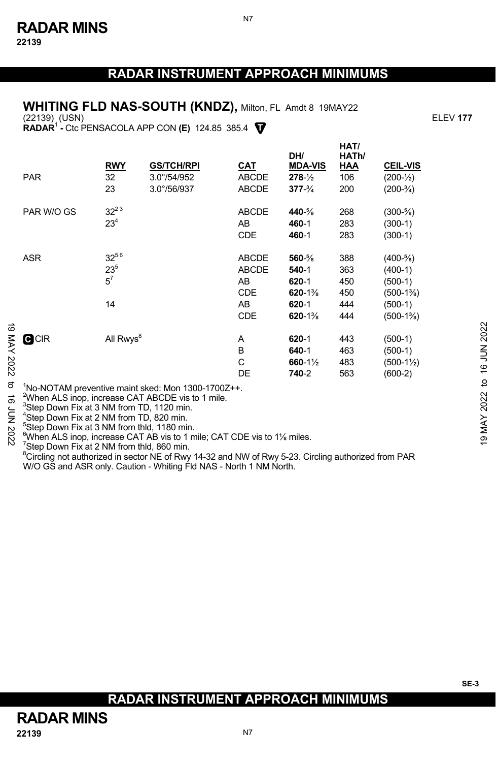# RADAR INSTRUMENT APPROACH MINIMUMS

## WHITING FLD NAS-SOUTH (KNDZ), Milton, FL Amdt 8 19MAY22

(22139) (USN) ELEV **177**

**RADAR**[1] **-** Ctc PENSACOLA APP CON **(E)** 124.85 385.4 T

| | RWY | GS/TCH/RPI | CAT | DH/ MDA-VIS | HAT/ HATh/ HAA | CEIL-VIS |
|---|---|---|---|---|---|---|
| PAR | 32 | 3.0°/54/952 | ABCDE | **278**-½ | 106 | (200-½) |
| | 23 | 3.0°/56/937 | ABCDE | **377**-¾ | 200 | (200-¾) |
| PAR W/O GS | 32[2 3] | | ABCDE | **440**-⅝ | 268 | (300-⅝) |
| | 23[4] | | AB | **460**-1 | 283 | (300-1) |
| | | | CDE | **460**-1 | 283 | (300-1) |
| ASR | 32[5 6] | | ABCDE | **560**-⅝ | 388 | (400-⅝) |
| | 23[5] | | ABCDE | **540**-1 | 363 | (400-1) |
| | 5[7] | | AB | **620**-1 | 450 | (500-1) |
| | | | CDE | **620**-1⅜ | 450 | (500-1⅜) |
| | 14 | | AB | **620**-1 | 444 | (500-1) |
| | | | CDE | **620**-1⅜ | 444 | (500-1⅜) |
| C CIR | All Rwys[8] | | A | **620**-1 | 443 | (500-1) |
| | | | B | **640**-1 | 463 | (500-1) |
| | | | C | **660**-1½ | 483 | (500-1½) |
| | | | DE | **740**-2 | 563 | (600-2) |

[1]No-NOTAM preventive maint sked: Mon 1300-1700Z++.
[2]When ALS inop, increase CAT ABCDE vis to 1 mile.
[3]Step Down Fix at 3 NM from TD, 1120 min.
[4]Step Down Fix at 2 NM from TD, 820 min.
[5]Step Down Fix at 3 NM from thld, 1180 min.
[6]When ALS inop, increase CAT AB vis to 1 mile; CAT CDE vis to 1⅛ miles.
[7]Step Down Fix at 2 NM from thld, 860 min.
[8]Circling not authorized in sector NE of Rwy 14-32 and NW of Rwy 5-23. Circling authorized from PAR W/O GS and ASR only. Caution - Whiting Fld NAS - North 1 NM North.